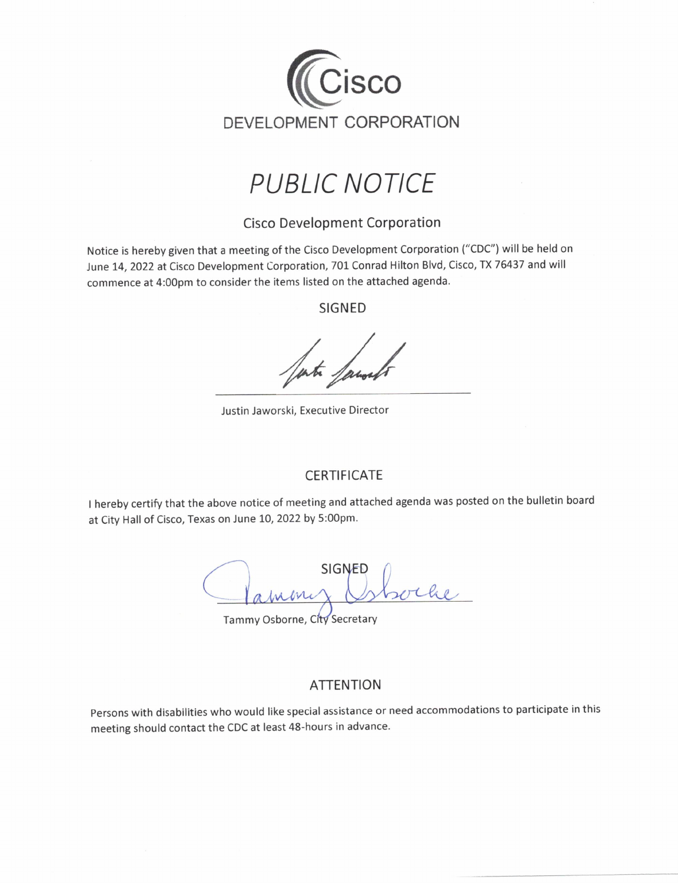# Cisco

DEVELOPMENT CORPORATION

# *PUBLIC NOTICE*

## Cisco Development Corporation

Notice is hereby given that a meeting of the Cisco Development Corporation ("CDC") will be held on June 14, 2022 at Cisco Development Corporation, 701 Conrad Hilton Blvd, Cisco, TX 76437 and will commence at 4:00pm to consider the items listed on the attached agenda.

SIGNED

Justin Jaworski, Executive Director

## CERTIFICATE

I hereby certify that the above notice of meeting and attached agenda was posted on the bulletin board at City Hall of Cisco, Texas on June 10, 2022 by 5:00pm.

SIGNED

Tammy Osborne, City Secretary

## ATTENTION

Persons with disabilities who would like special assistance or need accommodations to participate in this meeting should contact the CDC at least 48-hours in advance.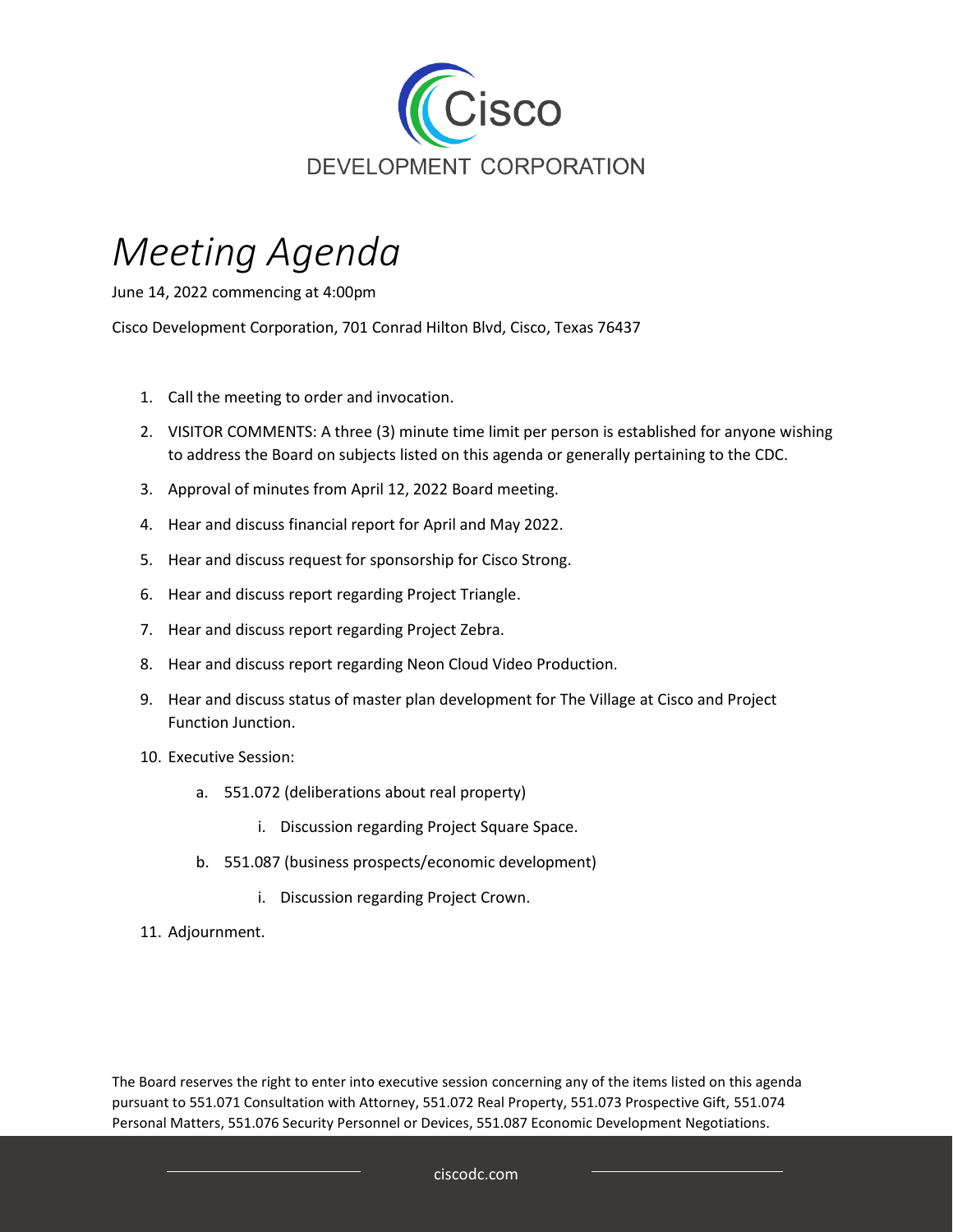Cisco

DEVELOPMENT CORPORATION

# *Meeting Agenda*

June 14, 2022 commencing at 4:00pm

Cisco Development Corporation, 701 Conrad Hilton Blvd, Cisco, Texas 76437

1. Call the meeting to order and invocation.
2. VISITOR COMMENTS: A three (3) minute time limit per person is established for anyone wishing to address the Board on subjects listed on this agenda or generally pertaining to the CDC.
3. Approval of minutes from April 12, 2022 Board meeting.
4. Hear and discuss financial report for April and May 2022.
5. Hear and discuss request for sponsorship for Cisco Strong.
6. Hear and discuss report regarding Project Triangle.
7. Hear and discuss report regarding Project Zebra.
8. Hear and discuss report regarding Neon Cloud Video Production.
9. Hear and discuss status of master plan development for The Village at Cisco and Project Function Junction.
10. Executive Session:
    a. 551.072 (deliberations about real property)
        i. Discussion regarding Project Square Space.
    b. 551.087 (business prospects/economic development)
        i. Discussion regarding Project Crown.
11. Adjournment.

The Board reserves the right to enter into executive session concerning any of the items listed on this agenda pursuant to 551.071 Consultation with Attorney, 551.072 Real Property, 551.073 Prospective Gift, 551.074 Personal Matters, 551.076 Security Personnel or Devices, 551.087 Economic Development Negotiations.

ciscodc.com